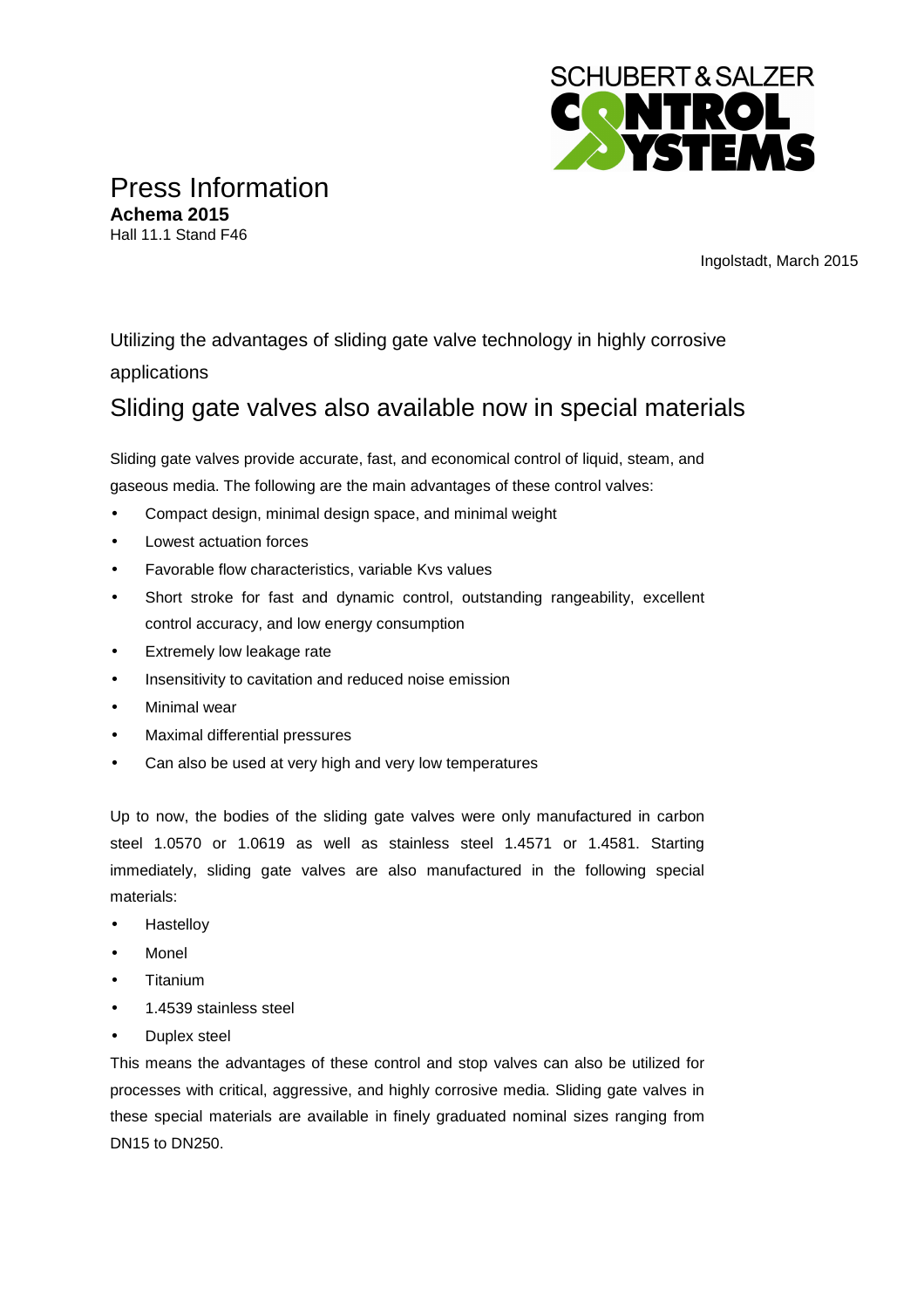# Press Information

**Achema 2015**
Hall 11.1 Stand F46

Ingolstadt, March 2015

Utilizing the advantages of sliding gate valve technology in highly corrosive applications

## Sliding gate valves also available now in special materials

Sliding gate valves provide accurate, fast, and economical control of liquid, steam, and gaseous media. The following are the main advantages of these control valves:

- Compact design, minimal design space, and minimal weight
- Lowest actuation forces
- Favorable flow characteristics, variable Kvs values
- Short stroke for fast and dynamic control, outstanding rangeability, excellent control accuracy, and low energy consumption
- Extremely low leakage rate
- Insensitivity to cavitation and reduced noise emission
- Minimal wear
- Maximal differential pressures
- Can also be used at very high and very low temperatures

Up to now, the bodies of the sliding gate valves were only manufactured in carbon steel 1.0570 or 1.0619 as well as stainless steel 1.4571 or 1.4581. Starting immediately, sliding gate valves are also manufactured in the following special materials:

- Hastelloy
- Monel
- Titanium
- 1.4539 stainless steel
- Duplex steel

This means the advantages of these control and stop valves can also be utilized for processes with critical, aggressive, and highly corrosive media. Sliding gate valves in these special materials are available in finely graduated nominal sizes ranging from DN15 to DN250.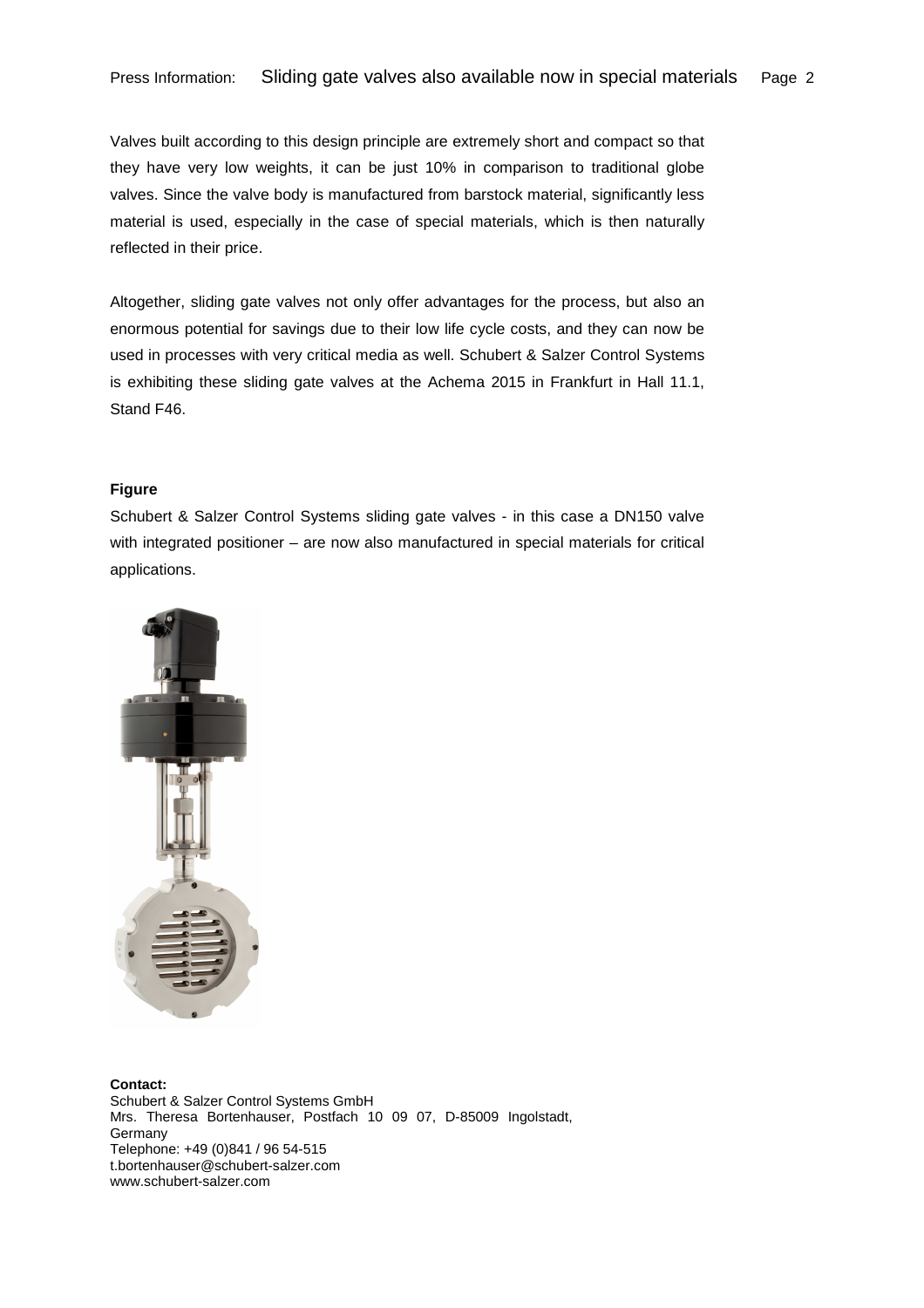Valves built according to this design principle are extremely short and compact so that they have very low weights, it can be just 10% in comparison to traditional globe valves. Since the valve body is manufactured from barstock material, significantly less material is used, especially in the case of special materials, which is then naturally reflected in their price.

Altogether, sliding gate valves not only offer advantages for the process, but also an enormous potential for savings due to their low life cycle costs, and they can now be used in processes with very critical media as well. Schubert & Salzer Control Systems is exhibiting these sliding gate valves at the Achema 2015 in Frankfurt in Hall 11.1, Stand F46.

**Figure**

Schubert & Salzer Control Systems sliding gate valves - in this case a DN150 valve with integrated positioner – are now also manufactured in special materials for critical applications.

**Contact:**
Schubert & Salzer Control Systems GmbH
Mrs. Theresa Bortenhauser, Postfach 10 09 07, D-85009 Ingolstadt, Germany
Telephone: +49 (0)841 / 96 54-515
t.bortenhauser@schubert-salzer.com
www.schubert-salzer.com